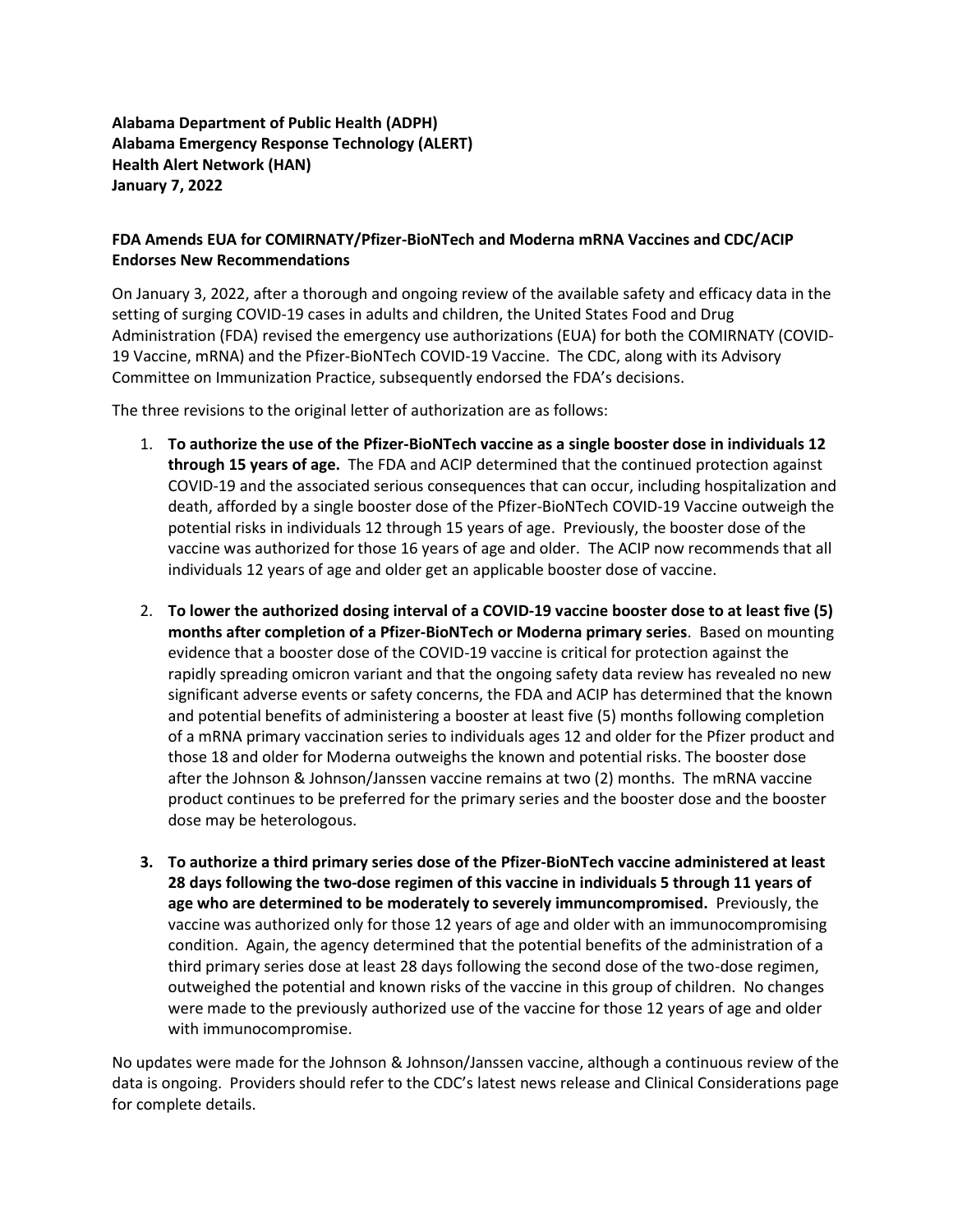**Alabama Department of Public Health (ADPH)**
**Alabama Emergency Response Technology (ALERT)**
**Health Alert Network (HAN)**
**January 7, 2022**

**FDA Amends EUA for COMIRNATY/Pfizer-BioNTech and Moderna mRNA Vaccines and CDC/ACIP Endorses New Recommendations**

On January 3, 2022, after a thorough and ongoing review of the available safety and efficacy data in the setting of surging COVID-19 cases in adults and children, the United States Food and Drug Administration (FDA) revised the emergency use authorizations (EUA) for both the COMIRNATY (COVID-19 Vaccine, mRNA) and the Pfizer-BioNTech COVID-19 Vaccine. The CDC, along with its Advisory Committee on Immunization Practice, subsequently endorsed the FDA's decisions.

The three revisions to the original letter of authorization are as follows:

1. **To authorize the use of the Pfizer-BioNTech vaccine as a single booster dose in individuals 12 through 15 years of age.** The FDA and ACIP determined that the continued protection against COVID-19 and the associated serious consequences that can occur, including hospitalization and death, afforded by a single booster dose of the Pfizer-BioNTech COVID-19 Vaccine outweigh the potential risks in individuals 12 through 15 years of age. Previously, the booster dose of the vaccine was authorized for those 16 years of age and older. The ACIP now recommends that all individuals 12 years of age and older get an applicable booster dose of vaccine.

2. **To lower the authorized dosing interval of a COVID-19 vaccine booster dose to at least five (5) months after completion of a Pfizer-BioNTech or Moderna primary series**. Based on mounting evidence that a booster dose of the COVID-19 vaccine is critical for protection against the rapidly spreading omicron variant and that the ongoing safety data review has revealed no new significant adverse events or safety concerns, the FDA and ACIP has determined that the known and potential benefits of administering a booster at least five (5) months following completion of a mRNA primary vaccination series to individuals ages 12 and older for the Pfizer product and those 18 and older for Moderna outweighs the known and potential risks. The booster dose after the Johnson & Johnson/Janssen vaccine remains at two (2) months. The mRNA vaccine product continues to be preferred for the primary series and the booster dose and the booster dose may be heterologous.

3. **To authorize a third primary series dose of the Pfizer-BioNTech vaccine administered at least 28 days following the two-dose regimen of this vaccine in individuals 5 through 11 years of age who are determined to be moderately to severely immuncompromised.** Previously, the vaccine was authorized only for those 12 years of age and older with an immunocompromising condition. Again, the agency determined that the potential benefits of the administration of a third primary series dose at least 28 days following the second dose of the two-dose regimen, outweighed the potential and known risks of the vaccine in this group of children. No changes were made to the previously authorized use of the vaccine for those 12 years of age and older with immunocompromise.

No updates were made for the Johnson & Johnson/Janssen vaccine, although a continuous review of the data is ongoing. Providers should refer to the CDC's latest news release and Clinical Considerations page for complete details.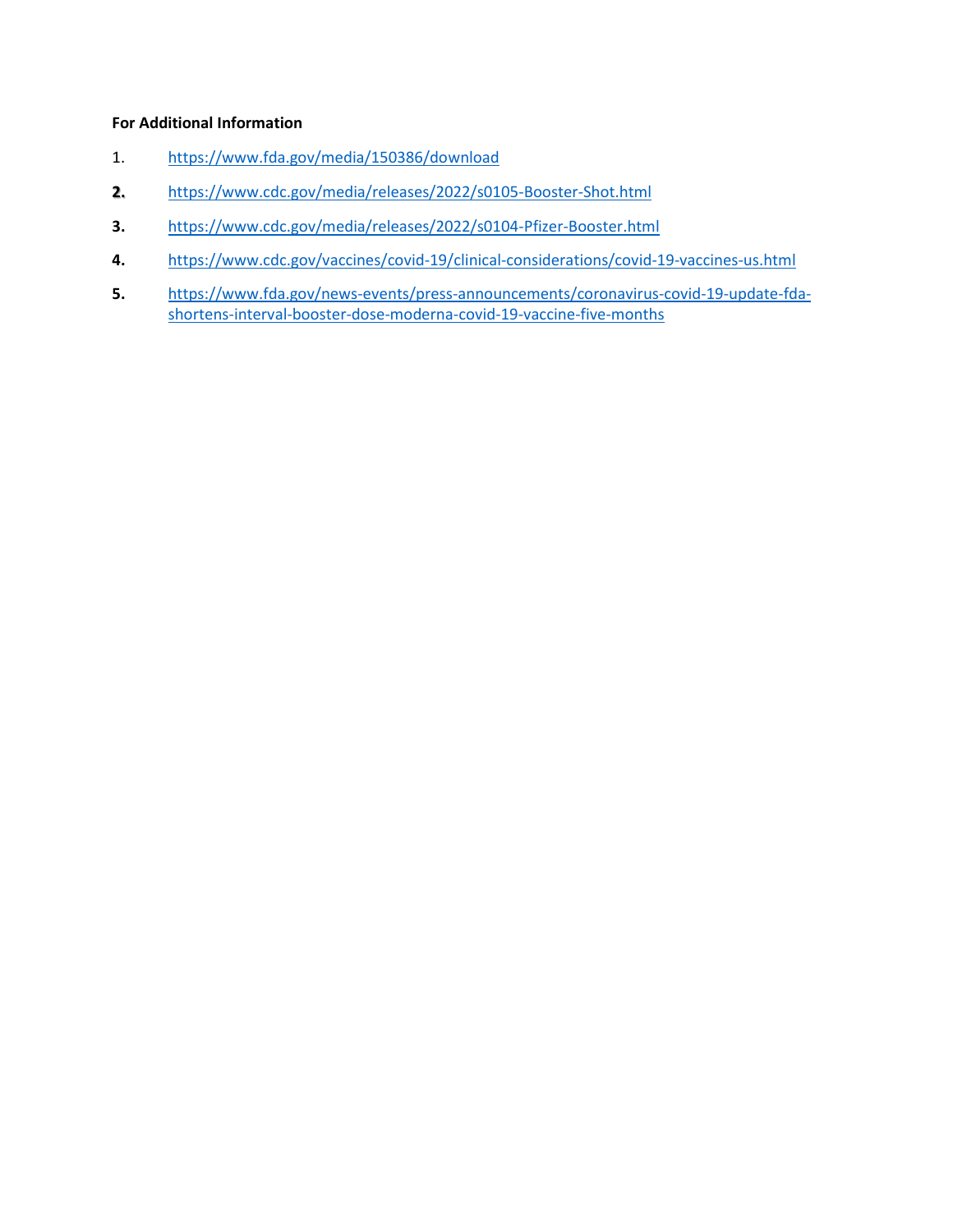**For Additional Information**

1. https://www.fda.gov/media/150386/download
2. https://www.cdc.gov/media/releases/2022/s0105-Booster-Shot.html
3. https://www.cdc.gov/media/releases/2022/s0104-Pfizer-Booster.html
4. https://www.cdc.gov/vaccines/covid-19/clinical-considerations/covid-19-vaccines-us.html
5. https://www.fda.gov/news-events/press-announcements/coronavirus-covid-19-update-fda-shortens-interval-booster-dose-moderna-covid-19-vaccine-five-months